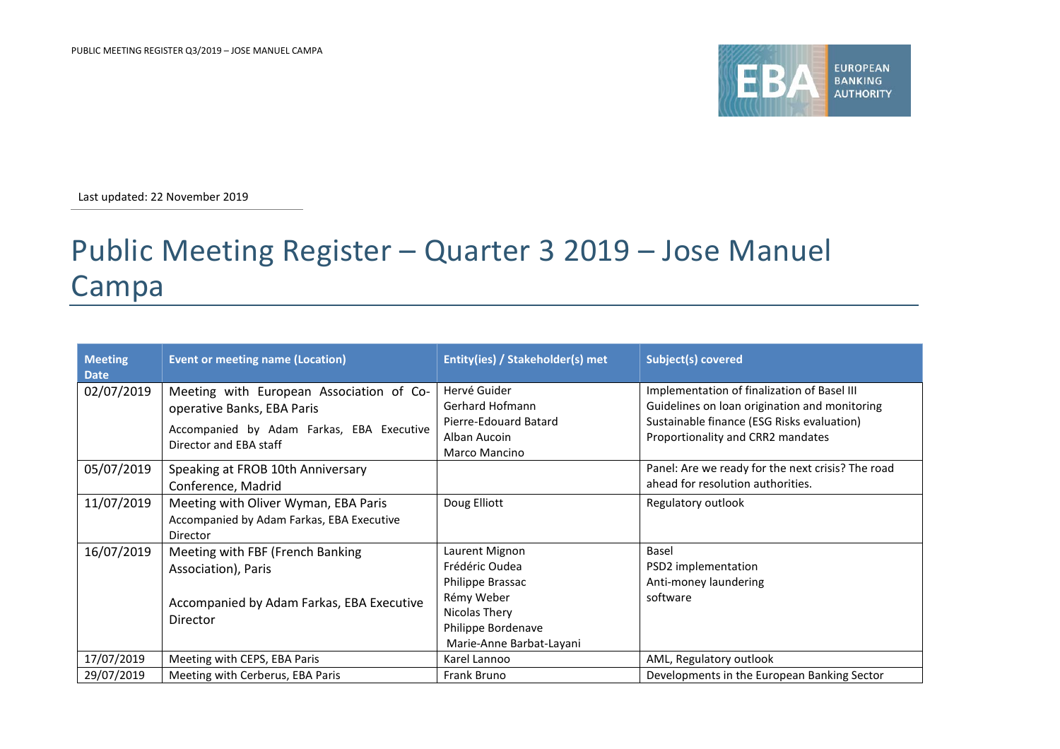Last updated: 22 November 2019

# Public Meeting Register – Quarter 3 2019 – Jose Manuel Campa

| Meeting Date | Event or meeting name (Location) | Entity(ies) / Stakeholder(s) met | Subject(s) covered |
|---|---|---|---|
| 02/07/2019 | Meeting with European Association of Co-operative Banks, EBA Paris<br>Accompanied by Adam Farkas, EBA Executive Director and EBA staff | Hervé Guider<br>Gerhard Hofmann<br>Pierre-Edouard Batard<br>Alban Aucoin<br>Marco Mancino | Implementation of finalization of Basel III<br>Guidelines on loan origination and monitoring<br>Sustainable finance (ESG Risks evaluation)<br>Proportionality and CRR2 mandates |
| 05/07/2019 | Speaking at FROB 10th Anniversary Conference, Madrid | | Panel: Are we ready for the next crisis? The road ahead for resolution authorities. |
| 11/07/2019 | Meeting with Oliver Wyman, EBA Paris<br>Accompanied by Adam Farkas, EBA Executive Director | Doug Elliott | Regulatory outlook |
| 16/07/2019 | Meeting with FBF (French Banking Association), Paris<br><br>Accompanied by Adam Farkas, EBA Executive Director | Laurent Mignon<br>Frédéric Oudea<br>Philippe Brassac<br>Rémy Weber<br>Nicolas Thery<br>Philippe Bordenave<br>Marie-Anne Barbat-Layani | Basel<br>PSD2 implementation<br>Anti-money laundering<br>software |
| 17/07/2019 | Meeting with CEPS, EBA Paris | Karel Lannoo | AML, Regulatory outlook |
| 29/07/2019 | Meeting with Cerberus, EBA Paris | Frank Bruno | Developments in the European Banking Sector |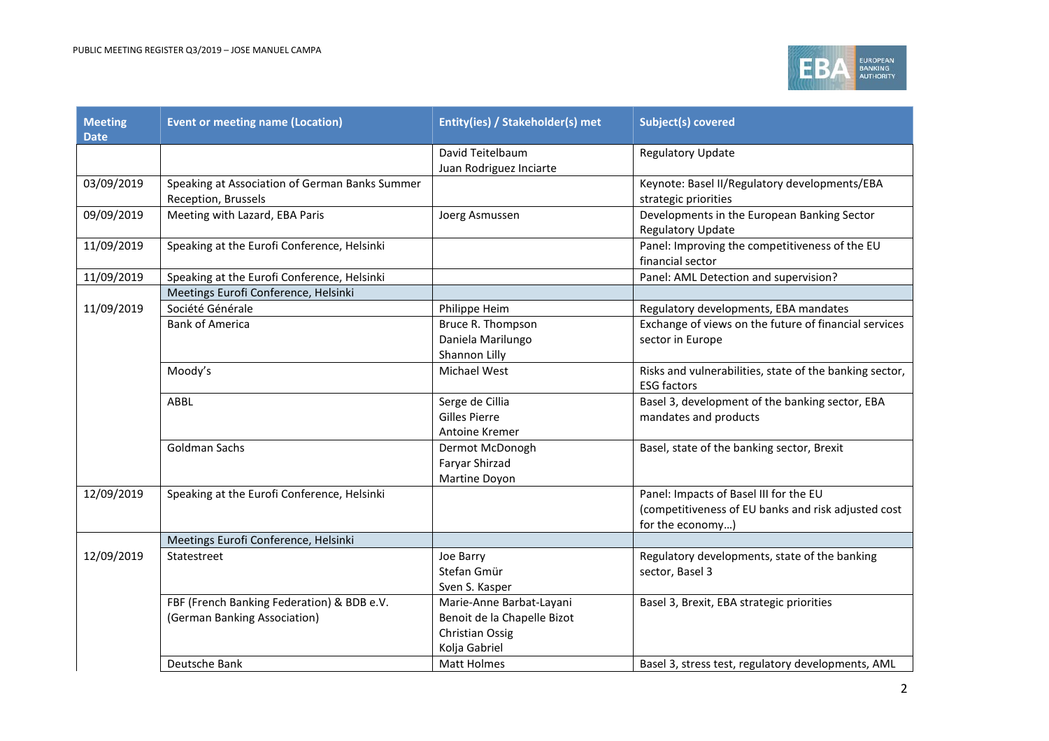| Meeting Date | Event or meeting name (Location) | Entity(ies) / Stakeholder(s) met | Subject(s) covered |
|---|---|---|---|
| | | David Teitelbaum<br>Juan Rodriguez Inciarte | Regulatory Update |
| 03/09/2019 | Speaking at Association of German Banks Summer Reception, Brussels | | Keynote: Basel II/Regulatory developments/EBA strategic priorities |
| 09/09/2019 | Meeting with Lazard, EBA Paris | Joerg Asmussen | Developments in the European Banking Sector<br>Regulatory Update |
| 11/09/2019 | Speaking at the Eurofi Conference, Helsinki | | Panel: Improving the competitiveness of the EU financial sector |
| 11/09/2019 | Speaking at the Eurofi Conference, Helsinki | | Panel: AML Detection and supervision? |
| | Meetings Eurofi Conference, Helsinki | | |
| 11/09/2019 | Société Générale | Philippe Heim | Regulatory developments, EBA mandates |
| | Bank of America | Bruce R. Thompson<br>Daniela Marilungo<br>Shannon Lilly | Exchange of views on the future of financial services sector in Europe |
| | Moody's | Michael West | Risks and vulnerabilities, state of the banking sector, ESG factors |
| | ABBL | Serge de Cillia<br>Gilles Pierre<br>Antoine Kremer | Basel 3, development of the banking sector, EBA mandates and products |
| | Goldman Sachs | Dermot McDonogh<br>Faryar Shirzad<br>Martine Doyon | Basel, state of the banking sector, Brexit |
| 12/09/2019 | Speaking at the Eurofi Conference, Helsinki | | Panel: Impacts of Basel III for the EU (competitiveness of EU banks and risk adjusted cost for the economy…) |
| | Meetings Eurofi Conference, Helsinki | | |
| 12/09/2019 | Statestreet | Joe Barry<br>Stefan Gmür<br>Sven S. Kasper | Regulatory developments, state of the banking sector, Basel 3 |
| | FBF (French Banking Federation) & BDB e.V. (German Banking Association) | Marie-Anne Barbat-Layani<br>Benoit de la Chapelle Bizot<br>Christian Ossig<br>Kolja Gabriel | Basel 3, Brexit, EBA strategic priorities |
| | Deutsche Bank | Matt Holmes | Basel 3, stress test, regulatory developments, AML |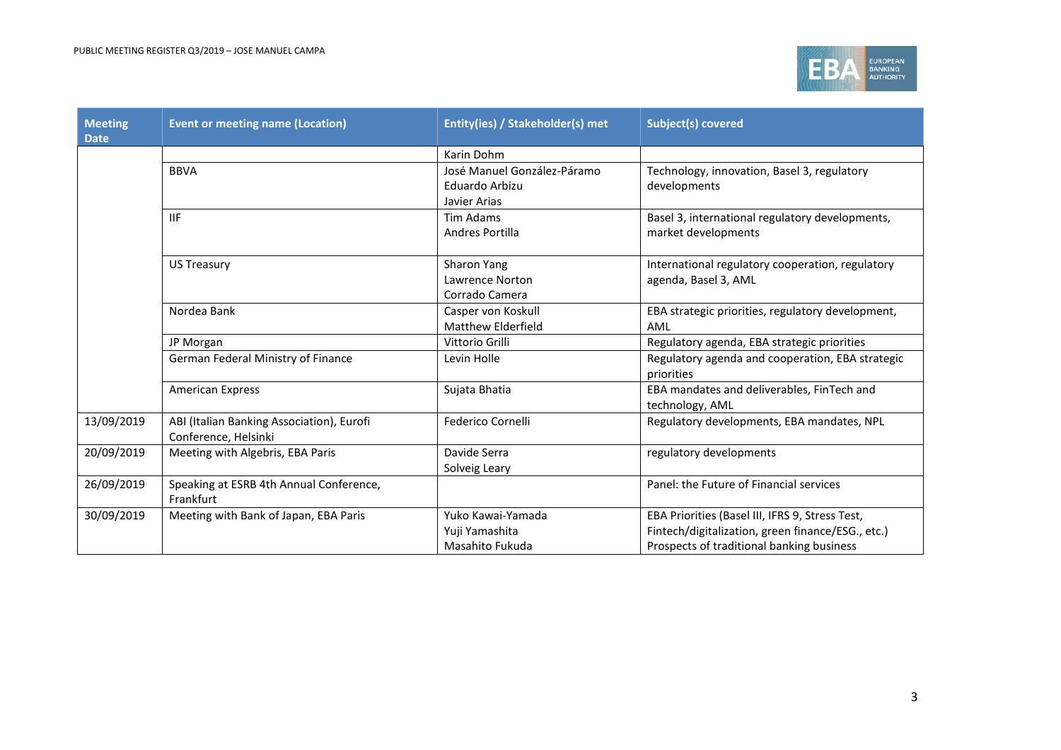| Meeting Date | Event or meeting name (Location) | Entity(ies) / Stakeholder(s) met | Subject(s) covered |
|---|---|---|---|
| | | Karin Dohm | |
| | BBVA | José Manuel González-Páramo<br>Eduardo Arbizu<br>Javier Arias | Technology, innovation, Basel 3, regulatory developments |
| | IIF | Tim Adams<br>Andres Portilla | Basel 3, international regulatory developments, market developments |
| | US Treasury | Sharon Yang<br>Lawrence Norton<br>Corrado Camera | International regulatory cooperation, regulatory agenda, Basel 3, AML |
| | Nordea Bank | Casper von Koskull<br>Matthew Elderfield | EBA strategic priorities, regulatory development, AML |
| | JP Morgan | Vittorio Grilli | Regulatory agenda, EBA strategic priorities |
| | German Federal Ministry of Finance | Levin Holle | Regulatory agenda and cooperation, EBA strategic priorities |
| | American Express | Sujata Bhatia | EBA mandates and deliverables, FinTech and technology, AML |
| 13/09/2019 | ABI (Italian Banking Association), Eurofi Conference, Helsinki | Federico Cornelli | Regulatory developments, EBA mandates, NPL |
| 20/09/2019 | Meeting with Algebris, EBA Paris | Davide Serra<br>Solveig Leary | regulatory developments |
| 26/09/2019 | Speaking at ESRB 4th Annual Conference, Frankfurt | | Panel: the Future of Financial services |
| 30/09/2019 | Meeting with Bank of Japan, EBA Paris | Yuko Kawai-Yamada<br>Yuji Yamashita<br>Masahito Fukuda | EBA Priorities (Basel III, IFRS 9, Stress Test, Fintech/digitalization, green finance/ESG., etc.)<br>Prospects of traditional banking business |